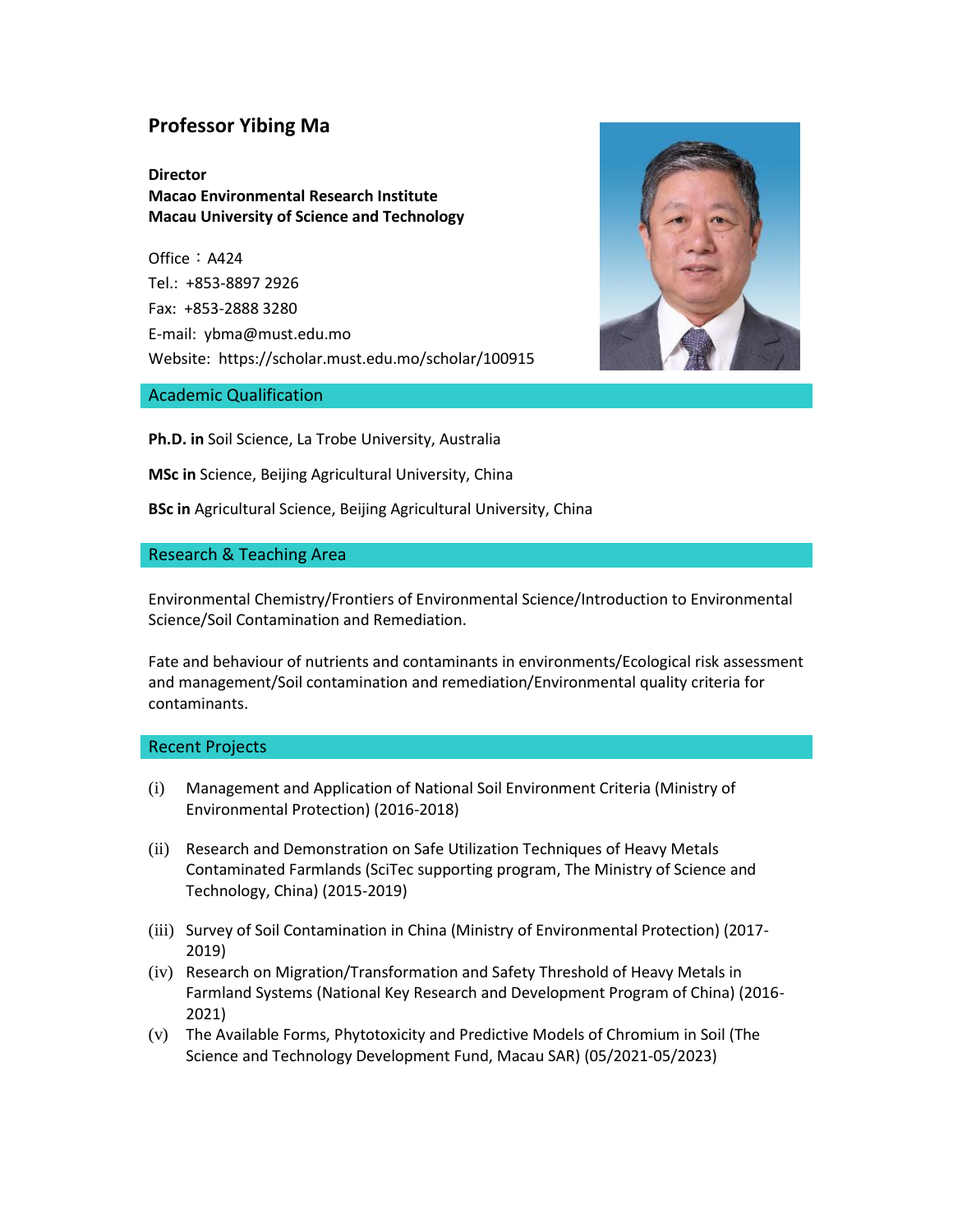# Professor Yibing Ma

**Director**
**Macao Environmental Research Institute**
**Macau University of Science and Technology**

Office：A424
Tel.: +853-8897 2926
Fax: +853-2888 3280
E-mail: ybma@must.edu.mo
Website: https://scholar.must.edu.mo/scholar/100915

## Academic Qualification

**Ph.D. in** Soil Science, La Trobe University, Australia

**MSc in** Science, Beijing Agricultural University, China

**BSc in** Agricultural Science, Beijing Agricultural University, China

## Research & Teaching Area

Environmental Chemistry/Frontiers of Environmental Science/Introduction to Environmental Science/Soil Contamination and Remediation.

Fate and behaviour of nutrients and contaminants in environments/Ecological risk assessment and management/Soil contamination and remediation/Environmental quality criteria for contaminants.

## Recent Projects

(i) Management and Application of National Soil Environment Criteria (Ministry of Environmental Protection) (2016-2018)

(ii) Research and Demonstration on Safe Utilization Techniques of Heavy Metals Contaminated Farmlands (SciTec supporting program, The Ministry of Science and Technology, China) (2015-2019)

(iii) Survey of Soil Contamination in China (Ministry of Environmental Protection) (2017-2019)

(iv) Research on Migration/Transformation and Safety Threshold of Heavy Metals in Farmland Systems (National Key Research and Development Program of China) (2016-2021)

(v) The Available Forms, Phytotoxicity and Predictive Models of Chromium in Soil (The Science and Technology Development Fund, Macau SAR) (05/2021-05/2023)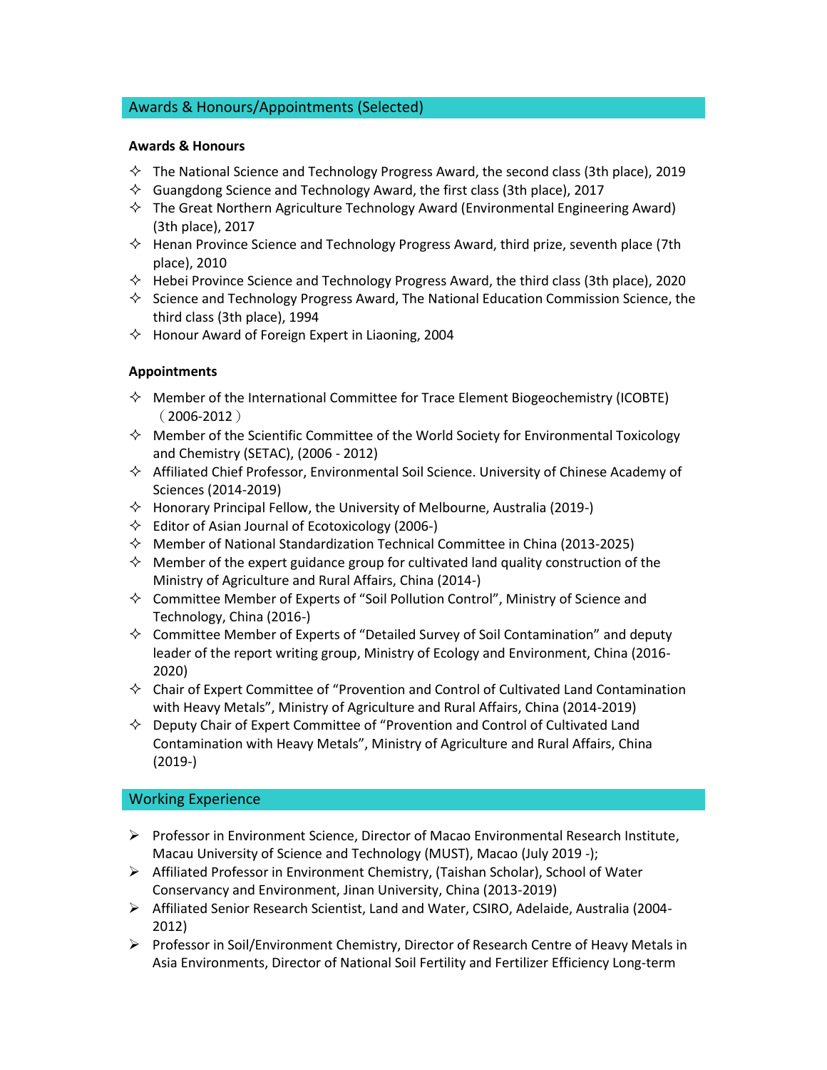## Awards & Honours/Appointments (Selected)

### Awards & Honours

- The National Science and Technology Progress Award, the second class (3th place), 2019
- Guangdong Science and Technology Award, the first class (3th place), 2017
- The Great Northern Agriculture Technology Award (Environmental Engineering Award) (3th place), 2017
- Henan Province Science and Technology Progress Award, third prize, seventh place (7th place), 2010
- Hebei Province Science and Technology Progress Award, the third class (3th place), 2020
- Science and Technology Progress Award, The National Education Commission Science, the third class (3th place), 1994
- Honour Award of Foreign Expert in Liaoning, 2004

### Appointments

- Member of the International Committee for Trace Element Biogeochemistry (ICOBTE) （2006-2012）
- Member of the Scientific Committee of the World Society for Environmental Toxicology and Chemistry (SETAC), (2006 - 2012)
- Affiliated Chief Professor, Environmental Soil Science. University of Chinese Academy of Sciences (2014-2019)
- Honorary Principal Fellow, the University of Melbourne, Australia (2019-)
- Editor of Asian Journal of Ecotoxicology (2006-)
- Member of National Standardization Technical Committee in China (2013-2025)
- Member of the expert guidance group for cultivated land quality construction of the Ministry of Agriculture and Rural Affairs, China (2014-)
- Committee Member of Experts of “Soil Pollution Control”, Ministry of Science and Technology, China (2016-)
- Committee Member of Experts of “Detailed Survey of Soil Contamination” and deputy leader of the report writing group, Ministry of Ecology and Environment, China (2016-2020)
- Chair of Expert Committee of “Provention and Control of Cultivated Land Contamination with Heavy Metals”, Ministry of Agriculture and Rural Affairs, China (2014-2019)
- Deputy Chair of Expert Committee of “Provention and Control of Cultivated Land Contamination with Heavy Metals”, Ministry of Agriculture and Rural Affairs, China (2019-)

## Working Experience

- Professor in Environment Science, Director of Macao Environmental Research Institute, Macau University of Science and Technology (MUST), Macao (July 2019 -);
- Affiliated Professor in Environment Chemistry, (Taishan Scholar), School of Water Conservancy and Environment, Jinan University, China (2013-2019)
- Affiliated Senior Research Scientist, Land and Water, CSIRO, Adelaide, Australia (2004-2012)
- Professor in Soil/Environment Chemistry, Director of Research Centre of Heavy Metals in Asia Environments, Director of National Soil Fertility and Fertilizer Efficiency Long-term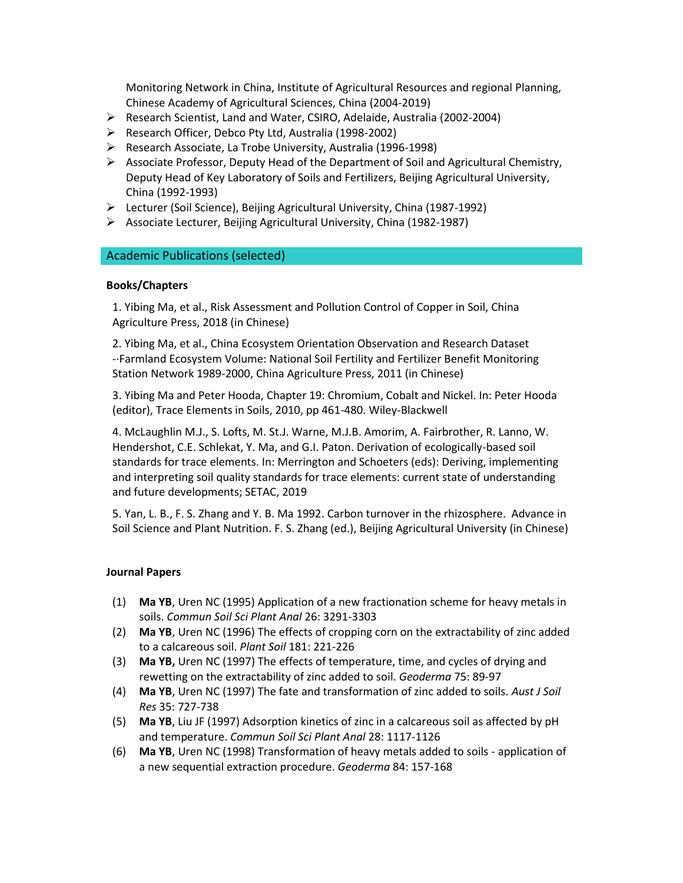- Monitoring Network in China, Institute of Agricultural Resources and regional Planning, Chinese Academy of Agricultural Sciences, China (2004-2019)
- Research Scientist, Land and Water, CSIRO, Adelaide, Australia (2002-2004)
- Research Officer, Debco Pty Ltd, Australia (1998-2002)
- Research Associate, La Trobe University, Australia (1996-1998)
- Associate Professor, Deputy Head of the Department of Soil and Agricultural Chemistry, Deputy Head of Key Laboratory of Soils and Fertilizers, Beijing Agricultural University, China (1992-1993)
- Lecturer (Soil Science), Beijing Agricultural University, China (1987-1992)
- Associate Lecturer, Beijing Agricultural University, China (1982-1987)

## Academic Publications (selected)

**Books/Chapters**

1. Yibing Ma, et al., Risk Assessment and Pollution Control of Copper in Soil, China Agriculture Press, 2018 (in Chinese)

2. Yibing Ma, et al., China Ecosystem Orientation Observation and Research Dataset --Farmland Ecosystem Volume: National Soil Fertility and Fertilizer Benefit Monitoring Station Network 1989-2000, China Agriculture Press, 2011 (in Chinese)

3. Yibing Ma and Peter Hooda, Chapter 19: Chromium, Cobalt and Nickel. In: Peter Hooda (editor), Trace Elements in Soils, 2010, pp 461-480. Wiley-Blackwell

4. McLaughlin M.J., S. Lofts, M. St.J. Warne, M.J.B. Amorim, A. Fairbrother, R. Lanno, W. Hendershot, C.E. Schlekat, Y. Ma, and G.I. Paton. Derivation of ecologically-based soil standards for trace elements. In: Merrington and Schoeters (eds): Deriving, implementing and interpreting soil quality standards for trace elements: current state of understanding and future developments; SETAC, 2019

5. Yan, L. B., F. S. Zhang and Y. B. Ma 1992. Carbon turnover in the rhizosphere. Advance in Soil Science and Plant Nutrition. F. S. Zhang (ed.), Beijing Agricultural University (in Chinese)

**Journal Papers**

(1) **Ma YB**, Uren NC (1995) Application of a new fractionation scheme for heavy metals in soils. *Commun Soil Sci Plant Anal* 26: 3291-3303

(2) **Ma YB**, Uren NC (1996) The effects of cropping corn on the extractability of zinc added to a calcareous soil. *Plant Soil* 181: 221-226

(3) **Ma YB,** Uren NC (1997) The effects of temperature, time, and cycles of drying and rewetting on the extractability of zinc added to soil. *Geoderma* 75: 89-97

(4) **Ma YB**, Uren NC (1997) The fate and transformation of zinc added to soils. *Aust J Soil Res* 35: 727-738

(5) **Ma YB**, Liu JF (1997) Adsorption kinetics of zinc in a calcareous soil as affected by pH and temperature. *Commun Soil Sci Plant Anal* 28: 1117-1126

(6) **Ma YB**, Uren NC (1998) Transformation of heavy metals added to soils - application of a new sequential extraction procedure. *Geoderma* 84: 157-168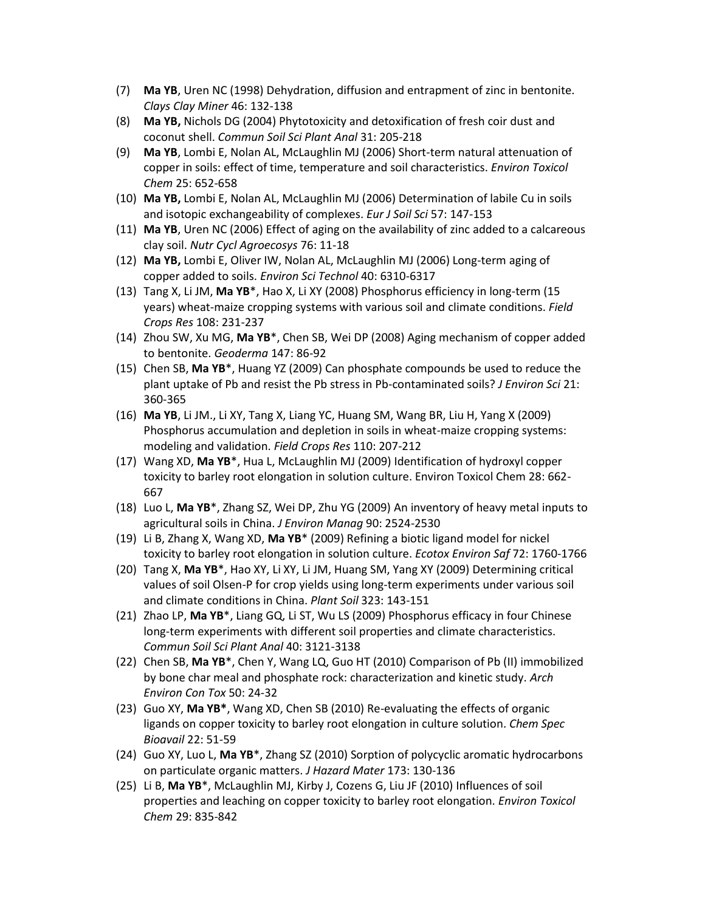(7) **Ma YB**, Uren NC (1998) Dehydration, diffusion and entrapment of zinc in bentonite. *Clays Clay Miner* 46: 132-138

(8) **Ma YB,** Nichols DG (2004) Phytotoxicity and detoxification of fresh coir dust and coconut shell. *Commun Soil Sci Plant Anal* 31: 205-218

(9) **Ma YB**, Lombi E, Nolan AL, McLaughlin MJ (2006) Short-term natural attenuation of copper in soils: effect of time, temperature and soil characteristics. *Environ Toxicol Chem* 25: 652-658

(10) **Ma YB,** Lombi E, Nolan AL, McLaughlin MJ (2006) Determination of labile Cu in soils and isotopic exchangeability of complexes. *Eur J Soil Sci* 57: 147-153

(11) **Ma YB**, Uren NC (2006) Effect of aging on the availability of zinc added to a calcareous clay soil. *Nutr Cycl Agroecosys* 76: 11-18

(12) **Ma YB,** Lombi E, Oliver IW, Nolan AL, McLaughlin MJ (2006) Long-term aging of copper added to soils. *Environ Sci Technol* 40: 6310-6317

(13) Tang X, Li JM, **Ma YB**\*, Hao X, Li XY (2008) Phosphorus efficiency in long-term (15 years) wheat-maize cropping systems with various soil and climate conditions. *Field Crops Res* 108: 231-237

(14) Zhou SW, Xu MG, **Ma YB**\*, Chen SB, Wei DP (2008) Aging mechanism of copper added to bentonite. *Geoderma* 147: 86-92

(15) Chen SB, **Ma YB**\*, Huang YZ (2009) Can phosphate compounds be used to reduce the plant uptake of Pb and resist the Pb stress in Pb-contaminated soils? *J Environ Sci* 21: 360-365

(16) **Ma YB**, Li JM., Li XY, Tang X, Liang YC, Huang SM, Wang BR, Liu H, Yang X (2009) Phosphorus accumulation and depletion in soils in wheat-maize cropping systems: modeling and validation. *Field Crops Res* 110: 207-212

(17) Wang XD, **Ma YB**\*, Hua L, McLaughlin MJ (2009) Identification of hydroxyl copper toxicity to barley root elongation in solution culture. Environ Toxicol Chem 28: 662-667

(18) Luo L, **Ma YB**\*, Zhang SZ, Wei DP, Zhu YG (2009) An inventory of heavy metal inputs to agricultural soils in China. *J Environ Manag* 90: 2524-2530

(19) Li B, Zhang X, Wang XD, **Ma YB**\* (2009) Refining a biotic ligand model for nickel toxicity to barley root elongation in solution culture. *Ecotox Environ Saf* 72: 1760-1766

(20) Tang X, **Ma YB**\*, Hao XY, Li XY, Li JM, Huang SM, Yang XY (2009) Determining critical values of soil Olsen-P for crop yields using long-term experiments under various soil and climate conditions in China. *Plant Soil* 323: 143-151

(21) Zhao LP, **Ma YB**\*, Liang GQ, Li ST, Wu LS (2009) Phosphorus efficacy in four Chinese long-term experiments with different soil properties and climate characteristics. *Commun Soil Sci Plant Anal* 40: 3121-3138

(22) Chen SB, **Ma YB**\*, Chen Y, Wang LQ, Guo HT (2010) Comparison of Pb (II) immobilized by bone char meal and phosphate rock: characterization and kinetic study. *Arch Environ Con Tox* 50: 24-32

(23) Guo XY, **Ma YB\***, Wang XD, Chen SB (2010) Re-evaluating the effects of organic ligands on copper toxicity to barley root elongation in culture solution. *Chem Spec Bioavail* 22: 51-59

(24) Guo XY, Luo L, **Ma YB**\*, Zhang SZ (2010) Sorption of polycyclic aromatic hydrocarbons on particulate organic matters. *J Hazard Mater* 173: 130-136

(25) Li B, **Ma YB**\*, McLaughlin MJ, Kirby J, Cozens G, Liu JF (2010) Influences of soil properties and leaching on copper toxicity to barley root elongation. *Environ Toxicol Chem* 29: 835-842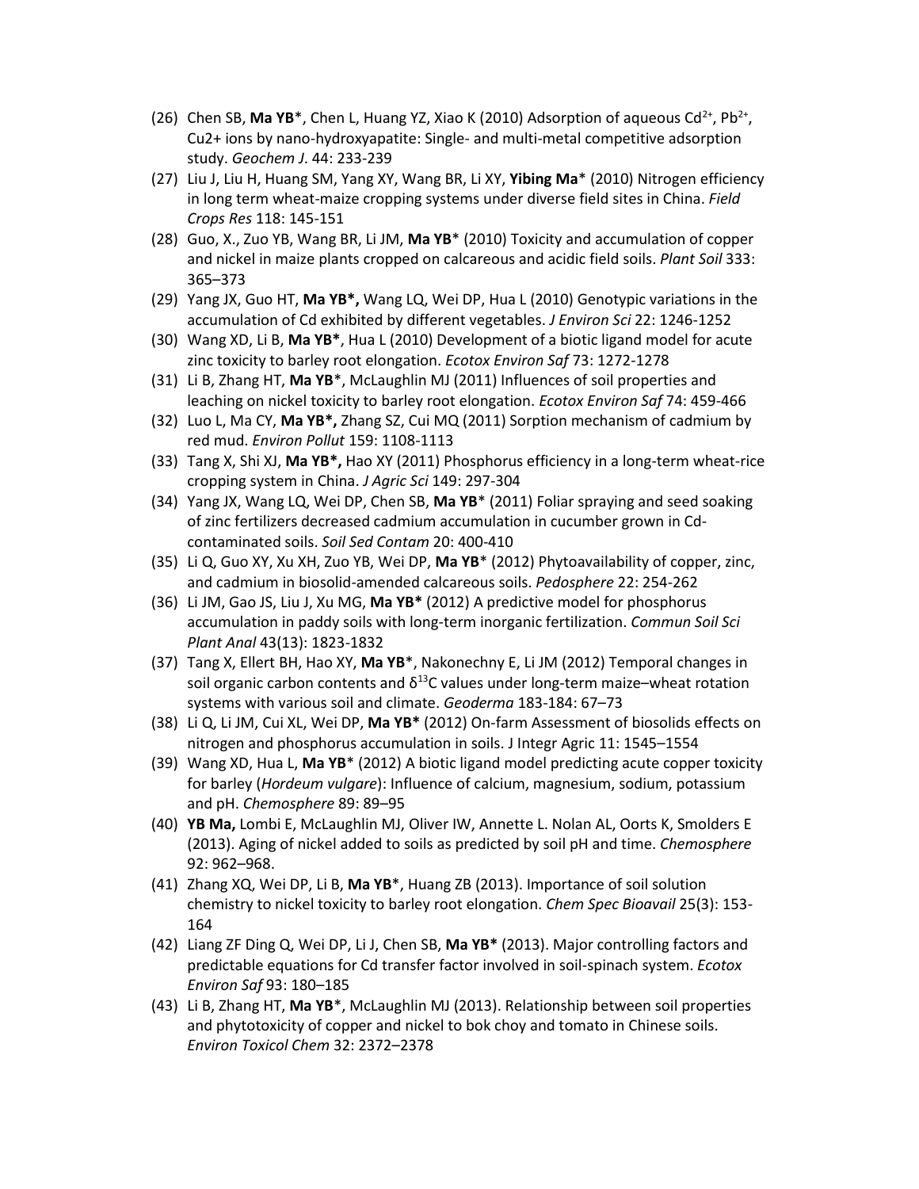(26) Chen SB, **Ma YB***, Chen L, Huang YZ, Xiao K (2010) Adsorption of aqueous $Cd^{2+}$, $Pb^{2+}$, Cu2+ ions by nano-hydroxyapatite: Single- and multi-metal competitive adsorption study. *Geochem J*. 44: 233-239

(27) Liu J, Liu H, Huang SM, Yang XY, Wang BR, Li XY, **Yibing Ma*** (2010) Nitrogen efficiency in long term wheat-maize cropping systems under diverse field sites in China. *Field Crops Res* 118: 145-151

(28) Guo, X., Zuo YB, Wang BR, Li JM, **Ma YB*** (2010) Toxicity and accumulation of copper and nickel in maize plants cropped on calcareous and acidic field soils. *Plant Soil* 333: 365–373

(29) Yang JX, Guo HT, **Ma YB*,** Wang LQ, Wei DP, Hua L (2010) Genotypic variations in the accumulation of Cd exhibited by different vegetables. *J Environ Sci* 22: 1246-1252

(30) Wang XD, Li B, **Ma YB***, Hua L (2010) Development of a biotic ligand model for acute zinc toxicity to barley root elongation. *Ecotox Environ Saf* 73: 1272-1278

(31) Li B, Zhang HT, **Ma YB***, McLaughlin MJ (2011) Influences of soil properties and leaching on nickel toxicity to barley root elongation. *Ecotox Environ Saf* 74: 459-466

(32) Luo L, Ma CY, **Ma YB*,** Zhang SZ, Cui MQ (2011) Sorption mechanism of cadmium by red mud. *Environ Pollut* 159: 1108-1113

(33) Tang X, Shi XJ, **Ma YB*,** Hao XY (2011) Phosphorus efficiency in a long-term wheat-rice cropping system in China. *J Agric Sci* 149: 297-304

(34) Yang JX, Wang LQ, Wei DP, Chen SB, **Ma YB*** (2011) Foliar spraying and seed soaking of zinc fertilizers decreased cadmium accumulation in cucumber grown in Cd-contaminated soils. *Soil Sed Contam* 20: 400-410

(35) Li Q, Guo XY, Xu XH, Zuo YB, Wei DP, **Ma YB*** (2012) Phytoavailability of copper, zinc, and cadmium in biosolid-amended calcareous soils. *Pedosphere* 22: 254-262

(36) Li JM, Gao JS, Liu J, Xu MG, **Ma YB*** (2012) A predictive model for phosphorus accumulation in paddy soils with long-term inorganic fertilization. *Commun Soil Sci Plant Anal* 43(13): 1823-1832

(37) Tang X, Ellert BH, Hao XY, **Ma YB***, Nakonechny E, Li JM (2012) Temporal changes in soil organic carbon contents and $\delta^{13}C$ values under long-term maize–wheat rotation systems with various soil and climate. *Geoderma* 183-184: 67–73

(38) Li Q, Li JM, Cui XL, Wei DP, **Ma YB*** (2012) On-farm Assessment of biosolids effects on nitrogen and phosphorus accumulation in soils. J Integr Agric 11: 1545–1554

(39) Wang XD, Hua L, **Ma YB*** (2012) A biotic ligand model predicting acute copper toxicity for barley (*Hordeum vulgare*): Influence of calcium, magnesium, sodium, potassium and pH. *Chemosphere* 89: 89–95

(40) **YB Ma,** Lombi E, McLaughlin MJ, Oliver IW, Annette L. Nolan AL, Oorts K, Smolders E (2013). Aging of nickel added to soils as predicted by soil pH and time. *Chemosphere* 92: 962–968.

(41) Zhang XQ, Wei DP, Li B, **Ma YB***, Huang ZB (2013). Importance of soil solution chemistry to nickel toxicity to barley root elongation. *Chem Spec Bioavail* 25(3): 153-164

(42) Liang ZF Ding Q, Wei DP, Li J, Chen SB, **Ma YB*** (2013). Major controlling factors and predictable equations for Cd transfer factor involved in soil-spinach system. *Ecotox Environ Saf* 93: 180–185

(43) Li B, Zhang HT, **Ma YB***, McLaughlin MJ (2013). Relationship between soil properties and phytotoxicity of copper and nickel to bok choy and tomato in Chinese soils. *Environ Toxicol Chem* 32: 2372–2378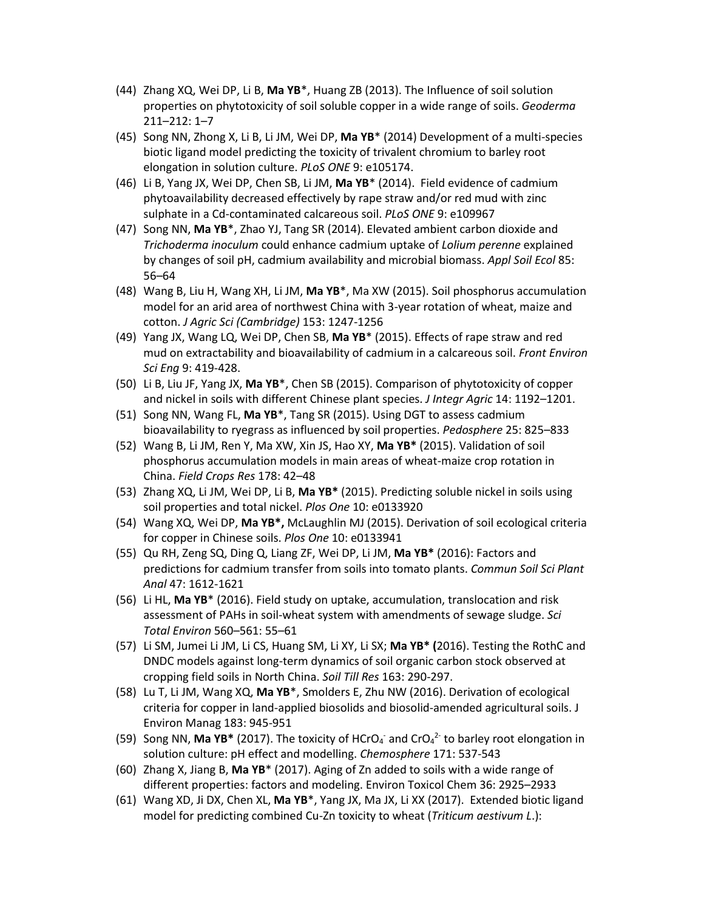(44) Zhang XQ, Wei DP, Li B, **Ma YB***, Huang ZB (2013). The Influence of soil solution properties on phytotoxicity of soil soluble copper in a wide range of soils. *Geoderma* 211–212: 1–7

(45) Song NN, Zhong X, Li B, Li JM, Wei DP, **Ma YB*** (2014) Development of a multi-species biotic ligand model predicting the toxicity of trivalent chromium to barley root elongation in solution culture. *PLoS ONE* 9: e105174.

(46) Li B, Yang JX, Wei DP, Chen SB, Li JM, **Ma YB*** (2014). Field evidence of cadmium phytoavailability decreased effectively by rape straw and/or red mud with zinc sulphate in a Cd-contaminated calcareous soil. *PLoS ONE* 9: e109967

(47) Song NN, **Ma YB***, Zhao YJ, Tang SR (2014). Elevated ambient carbon dioxide and *Trichoderma inoculum* could enhance cadmium uptake of *Lolium perenne* explained by changes of soil pH, cadmium availability and microbial biomass. *Appl Soil Ecol* 85: 56–64

(48) Wang B, Liu H, Wang XH, Li JM, **Ma YB***, Ma XW (2015). Soil phosphorus accumulation model for an arid area of northwest China with 3-year rotation of wheat, maize and cotton. *J Agric Sci (Cambridge)* 153: 1247-1256

(49) Yang JX, Wang LQ, Wei DP, Chen SB, **Ma YB*** (2015). Effects of rape straw and red mud on extractability and bioavailability of cadmium in a calcareous soil. *Front Environ Sci Eng* 9: 419-428.

(50) Li B, Liu JF, Yang JX, **Ma YB***, Chen SB (2015). Comparison of phytotoxicity of copper and nickel in soils with different Chinese plant species. *J Integr Agric* 14: 1192–1201.

(51) Song NN, Wang FL, **Ma YB***, Tang SR (2015). Using DGT to assess cadmium bioavailability to ryegrass as influenced by soil properties. *Pedosphere* 25: 825–833

(52) Wang B, Li JM, Ren Y, Ma XW, Xin JS, Hao XY, **Ma YB*** (2015). Validation of soil phosphorus accumulation models in main areas of wheat-maize crop rotation in China. *Field Crops Res* 178: 42–48

(53) Zhang XQ, Li JM, Wei DP, Li B, **Ma YB*** (2015). Predicting soluble nickel in soils using soil properties and total nickel. *Plos One* 10: e0133920

(54) Wang XQ, Wei DP, **Ma YB*,** McLaughlin MJ (2015). Derivation of soil ecological criteria for copper in Chinese soils. *Plos One* 10: e0133941

(55) Qu RH, Zeng SQ, Ding Q, Liang ZF, Wei DP, Li JM, **Ma YB*** (2016): Factors and predictions for cadmium transfer from soils into tomato plants. *Commun Soil Sci Plant Anal* 47: 1612-1621

(56) Li HL, **Ma YB*** (2016). Field study on uptake, accumulation, translocation and risk assessment of PAHs in soil-wheat system with amendments of sewage sludge. *Sci Total Environ* 560–561: 55–61

(57) Li SM, Jumei Li JM, Li CS, Huang SM, Li XY, Li SX; **Ma YB* (**2016). Testing the RothC and DNDC models against long-term dynamics of soil organic carbon stock observed at cropping field soils in North China. *Soil Till Res* 163: 290-297.

(58) Lu T, Li JM, Wang XQ, **Ma YB***, Smolders E, Zhu NW (2016). Derivation of ecological criteria for copper in land-applied biosolids and biosolid-amended agricultural soils. J Environ Manag 183: 945-951

(59) Song NN, **Ma YB*** (2017). The toxicity of $HCrO_4^-$ and $CrO_4^{2-}$ to barley root elongation in solution culture: pH effect and modelling. *Chemosphere* 171: 537-543

(60) Zhang X, Jiang B, **Ma YB*** (2017). Aging of Zn added to soils with a wide range of different properties: factors and modeling. Environ Toxicol Chem 36: 2925–2933

(61) Wang XD, Ji DX, Chen XL, **Ma YB***, Yang JX, Ma JX, Li XX (2017). Extended biotic ligand model for predicting combined Cu-Zn toxicity to wheat (*Triticum aestivum L.*):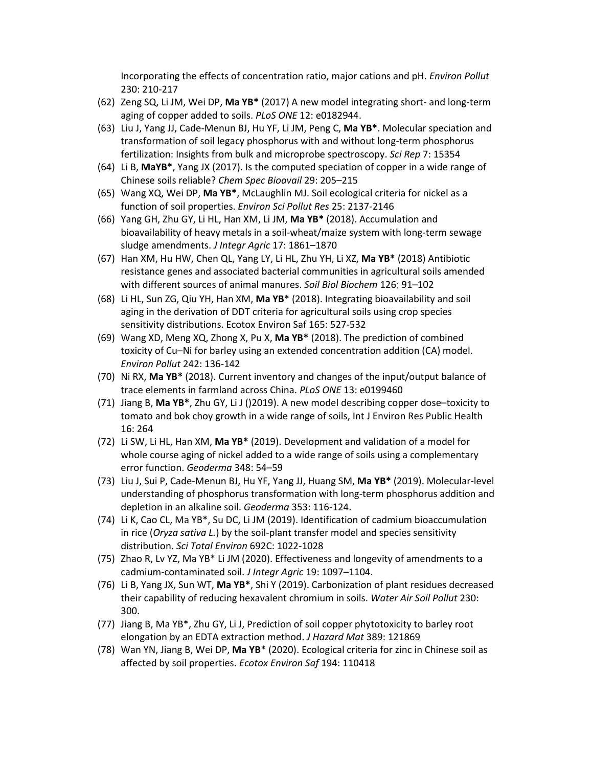Incorporating the effects of concentration ratio, major cations and pH. *Environ Pollut* 230: 210-217

(62) Zeng SQ, Li JM, Wei DP, **Ma YB*** (2017) A new model integrating short- and long-term aging of copper added to soils. *PLoS ONE* 12: e0182944.

(63) Liu J, Yang JJ, Cade-Menun BJ, Hu YF, Li JM, Peng C, **Ma YB***. Molecular speciation and transformation of soil legacy phosphorus with and without long-term phosphorus fertilization: Insights from bulk and microprobe spectroscopy. *Sci Rep* 7: 15354

(64) Li B, **MaYB***, Yang JX (2017). Is the computed speciation of copper in a wide range of Chinese soils reliable? *Chem Spec Bioavail* 29: 205–215

(65) Wang XQ, Wei DP, **Ma YB***, McLaughlin MJ. Soil ecological criteria for nickel as a function of soil properties. *Environ Sci Pollut Res* 25: 2137-2146

(66) Yang GH, Zhu GY, Li HL, Han XM, Li JM, **Ma YB*** (2018). Accumulation and bioavailability of heavy metals in a soil-wheat/maize system with long-term sewage sludge amendments. *J Integr Agric* 17: 1861–1870

(67) Han XM, Hu HW, Chen QL, Yang LY, Li HL, Zhu YH, Li XZ, **Ma YB*** (2018) Antibiotic resistance genes and associated bacterial communities in agricultural soils amended with different sources of animal manures. *Soil Biol Biochem* 126: 91–102

(68) Li HL, Sun ZG, Qiu YH, Han XM, **Ma YB*** (2018). Integrating bioavailability and soil aging in the derivation of DDT criteria for agricultural soils using crop species sensitivity distributions. Ecotox Environ Saf 165: 527-532

(69) Wang XD, Meng XQ, Zhong X, Pu X, **Ma YB*** (2018). The prediction of combined toxicity of Cu–Ni for barley using an extended concentration addition (CA) model. *Environ Pollut* 242: 136-142

(70) Ni RX, **Ma YB*** (2018). Current inventory and changes of the input/output balance of trace elements in farmland across China. *PLoS ONE* 13: e0199460

(71) Jiang B, **Ma YB***, Zhu GY, Li J ()2019). A new model describing copper dose–toxicity to tomato and bok choy growth in a wide range of soils, Int J Environ Res Public Health 16: 264

(72) Li SW, Li HL, Han XM, **Ma YB*** (2019). Development and validation of a model for whole course aging of nickel added to a wide range of soils using a complementary error function. *Geoderma* 348: 54–59

(73) Liu J, Sui P, Cade-Menun BJ, Hu YF, Yang JJ, Huang SM, **Ma YB*** (2019). Molecular-level understanding of phosphorus transformation with long-term phosphorus addition and depletion in an alkaline soil. *Geoderma* 353: 116-124.

(74) Li K, Cao CL, Ma YB*, Su DC, Li JM (2019). Identification of cadmium bioaccumulation in rice (*Oryza sativa L.*) by the soil-plant transfer model and species sensitivity distribution. *Sci Total Environ* 692C: 1022-1028

(75) Zhao R, Lv YZ, Ma YB* Li JM (2020). Effectiveness and longevity of amendments to a cadmium-contaminated soil. *J Integr Agric* 19: 1097–1104.

(76) Li B, Yang JX, Sun WT, **Ma YB***, Shi Y (2019). Carbonization of plant residues decreased their capability of reducing hexavalent chromium in soils. *Water Air Soil Pollut* 230: 300.

(77) Jiang B, Ma YB*, Zhu GY, Li J, Prediction of soil copper phytotoxicity to barley root elongation by an EDTA extraction method. *J Hazard Mat* 389: 121869

(78) Wan YN, Jiang B, Wei DP, **Ma YB*** (2020). Ecological criteria for zinc in Chinese soil as affected by soil properties. *Ecotox Environ Saf* 194: 110418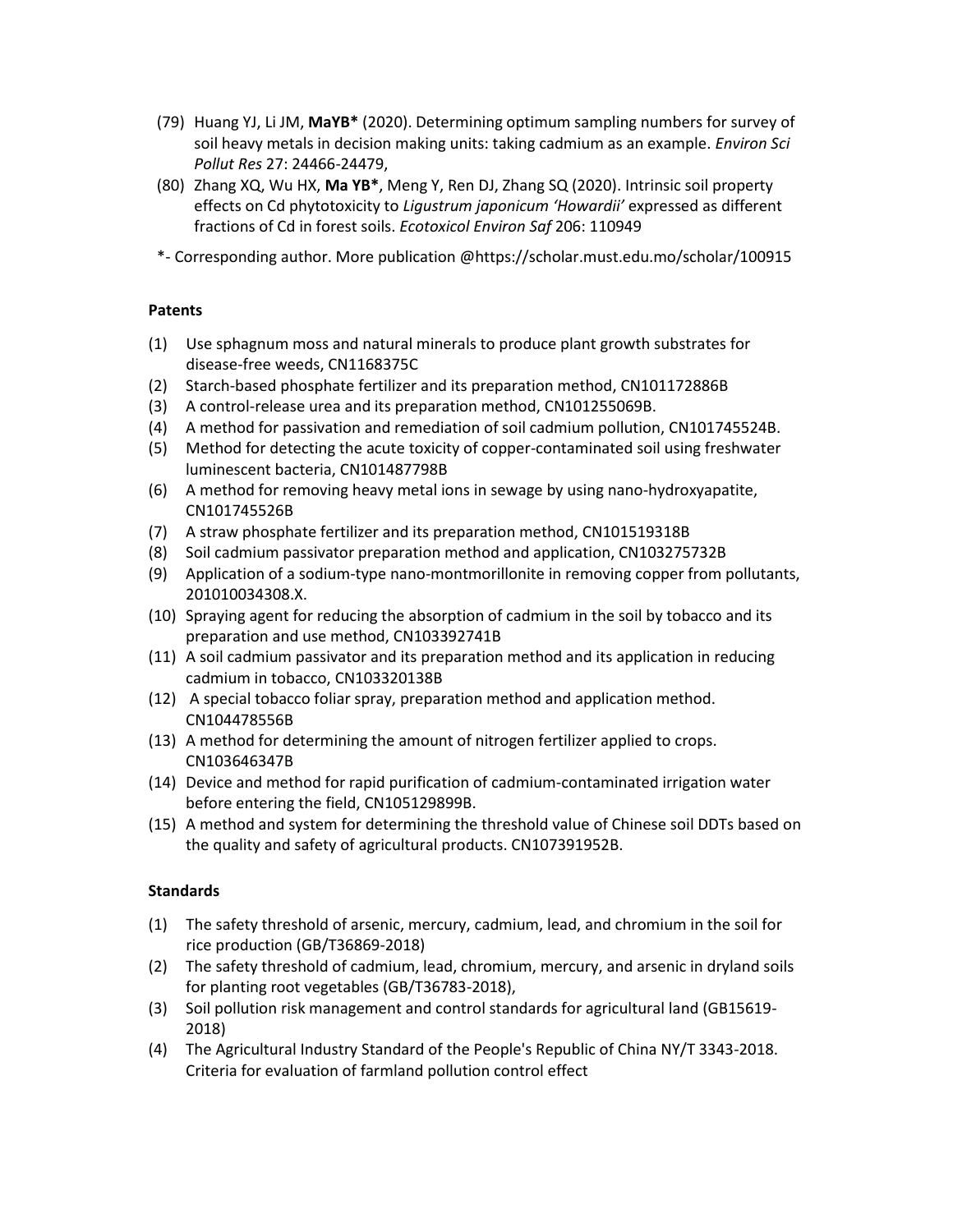(79) Huang YJ, Li JM, **MaYB*** (2020). Determining optimum sampling numbers for survey of soil heavy metals in decision making units: taking cadmium as an example. *Environ Sci Pollut Res* 27: 24466-24479,

(80) Zhang XQ, Wu HX, **Ma YB***, Meng Y, Ren DJ, Zhang SQ (2020). Intrinsic soil property effects on Cd phytotoxicity to *Ligustrum japonicum 'Howardii'* expressed as different fractions of Cd in forest soils. *Ecotoxicol Environ Saf* 206: 110949

*- Corresponding author. More publication @https://scholar.must.edu.mo/scholar/100915

**Patents**

(1) Use sphagnum moss and natural minerals to produce plant growth substrates for disease-free weeds, CN1168375C
(2) Starch-based phosphate fertilizer and its preparation method, CN101172886B
(3) A control-release urea and its preparation method, CN101255069B.
(4) A method for passivation and remediation of soil cadmium pollution, CN101745524B.
(5) Method for detecting the acute toxicity of copper-contaminated soil using freshwater luminescent bacteria, CN101487798B
(6) A method for removing heavy metal ions in sewage by using nano-hydroxyapatite, CN101745526B
(7) A straw phosphate fertilizer and its preparation method, CN101519318B
(8) Soil cadmium passivator preparation method and application, CN103275732B
(9) Application of a sodium-type nano-montmorillonite in removing copper from pollutants, 201010034308.X.
(10) Spraying agent for reducing the absorption of cadmium in the soil by tobacco and its preparation and use method, CN103392741B
(11) A soil cadmium passivator and its preparation method and its application in reducing cadmium in tobacco, CN103320138B
(12) A special tobacco foliar spray, preparation method and application method. CN104478556B
(13) A method for determining the amount of nitrogen fertilizer applied to crops. CN103646347B
(14) Device and method for rapid purification of cadmium-contaminated irrigation water before entering the field, CN105129899B.
(15) A method and system for determining the threshold value of Chinese soil DDTs based on the quality and safety of agricultural products. CN107391952B.

**Standards**

(1) The safety threshold of arsenic, mercury, cadmium, lead, and chromium in the soil for rice production (GB/T36869-2018)
(2) The safety threshold of cadmium, lead, chromium, mercury, and arsenic in dryland soils for planting root vegetables (GB/T36783-2018),
(3) Soil pollution risk management and control standards for agricultural land (GB15619-2018)
(4) The Agricultural Industry Standard of the People's Republic of China NY/T 3343-2018. Criteria for evaluation of farmland pollution control effect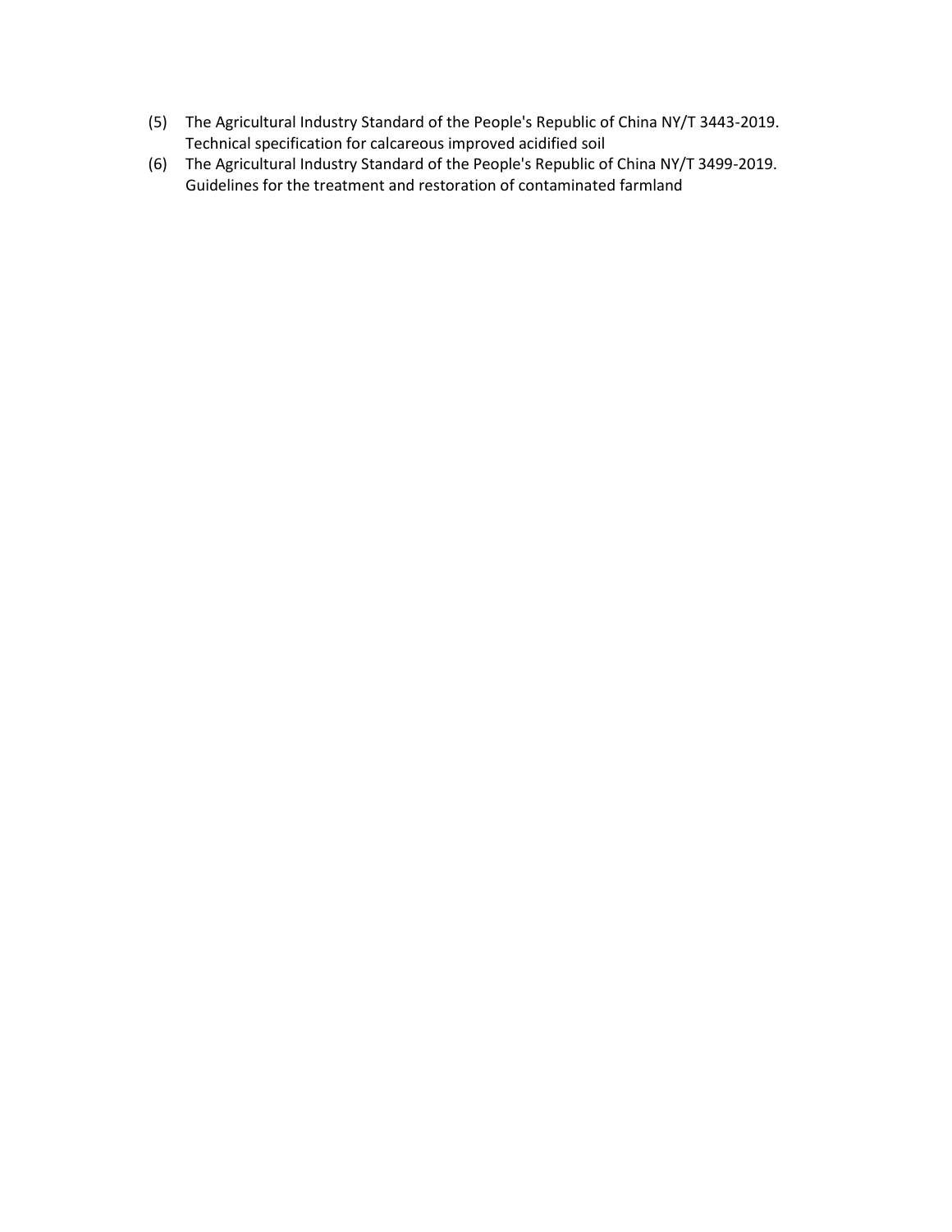(5) The Agricultural Industry Standard of the People's Republic of China NY/T 3443-2019. Technical specification for calcareous improved acidified soil

(6) The Agricultural Industry Standard of the People's Republic of China NY/T 3499-2019. Guidelines for the treatment and restoration of contaminated farmland